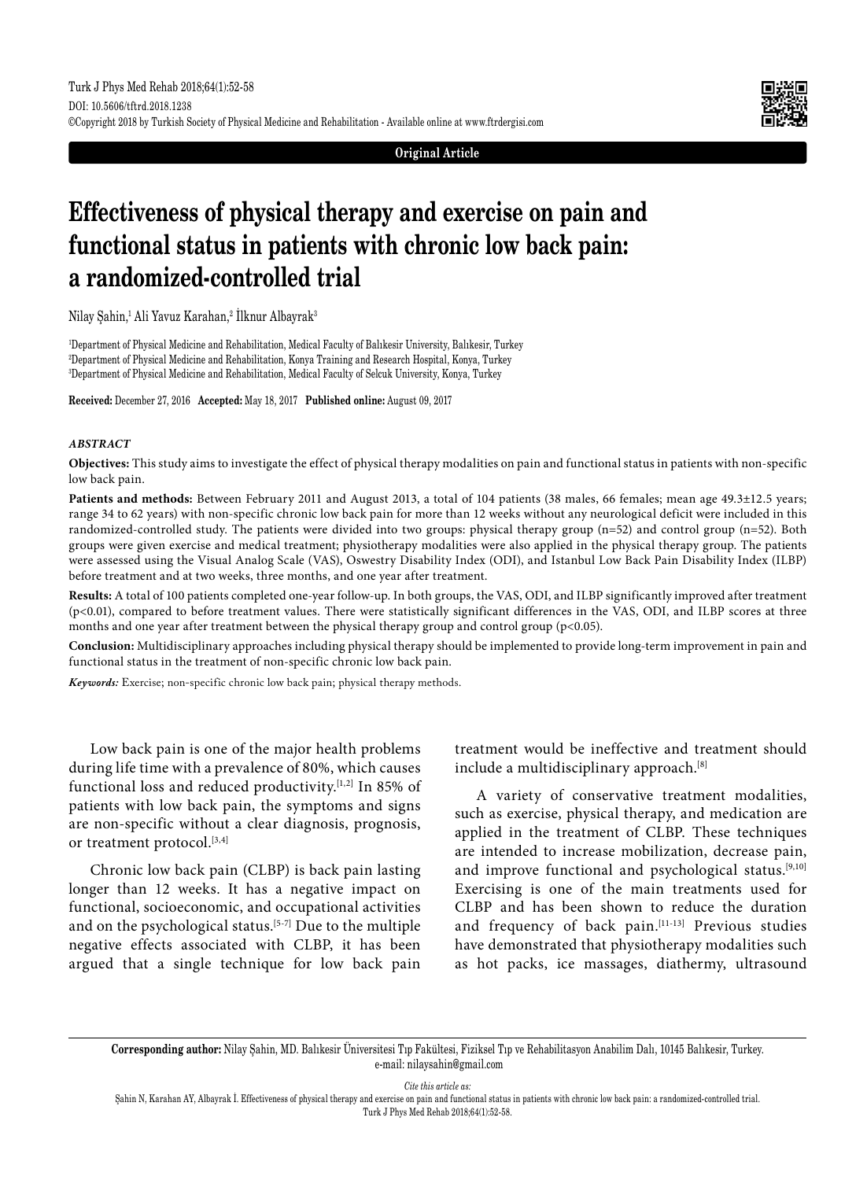Original Article

# Effectiveness of physical therapy and exercise on pain and functional status in patients with chronic low back pain: a randomized-controlled trial

Nilay Şahin,[1] Ali Yavuz Karahan,[2] İlknur Albayrak[3]

[1]Department of Physical Medicine and Rehabilitation, Medical Faculty of Balıkesir University, Balıkesir, Turkey
[2]Department of Physical Medicine and Rehabilitation, Konya Training and Research Hospital, Konya, Turkey
[3]Department of Physical Medicine and Rehabilitation, Medical Faculty of Selcuk University, Konya, Turkey

**Received:** December 27, 2016 **Accepted:** May 18, 2017 **Published online:** August 09, 2017

## *ABSTRACT*

**Objectives:** This study aims to investigate the effect of physical therapy modalities on pain and functional status in patients with non-specific low back pain.

**Patients and methods:** Between February 2011 and August 2013, a total of 104 patients (38 males, 66 females; mean age 49.3±12.5 years; range 34 to 62 years) with non-specific chronic low back pain for more than 12 weeks without any neurological deficit were included in this randomized-controlled study. The patients were divided into two groups: physical therapy group (n=52) and control group (n=52). Both groups were given exercise and medical treatment; physiotherapy modalities were also applied in the physical therapy group. The patients were assessed using the Visual Analog Scale (VAS), Oswestry Disability Index (ODI), and Istanbul Low Back Pain Disability Index (ILBP) before treatment and at two weeks, three months, and one year after treatment.

**Results:** A total of 100 patients completed one-year follow-up. In both groups, the VAS, ODI, and ILBP significantly improved after treatment ($p<0.01$), compared to before treatment values. There were statistically significant differences in the VAS, ODI, and ILBP scores at three months and one year after treatment between the physical therapy group and control group ($p<0.05$).

**Conclusion:** Multidisciplinary approaches including physical therapy should be implemented to provide long-term improvement in pain and functional status in the treatment of non-specific chronic low back pain.

***Keywords:*** Exercise; non-specific chronic low back pain; physical therapy methods.

Low back pain is one of the major health problems during life time with a prevalence of 80%, which causes functional loss and reduced productivity.[1,2] In 85% of patients with low back pain, the symptoms and signs are non-specific without a clear diagnosis, prognosis, or treatment protocol.[3,4]

Chronic low back pain (CLBP) is back pain lasting longer than 12 weeks. It has a negative impact on functional, socioeconomic, and occupational activities and on the psychological status.[5-7] Due to the multiple negative effects associated with CLBP, it has been argued that a single technique for low back pain treatment would be ineffective and treatment should include a multidisciplinary approach.[8]

A variety of conservative treatment modalities, such as exercise, physical therapy, and medication are applied in the treatment of CLBP. These techniques are intended to increase mobilization, decrease pain, and improve functional and psychological status.[9,10] Exercising is one of the main treatments used for CLBP and has been shown to reduce the duration and frequency of back pain.[11-13] Previous studies have demonstrated that physiotherapy modalities such as hot packs, ice massages, diathermy, ultrasound

**Corresponding author:** Nilay Şahin, MD. Balıkesir Üniversitesi Tıp Fakültesi, Fiziksel Tıp ve Rehabilitasyon Anabilim Dalı, 10145 Balıkesir, Turkey. e-mail: nilaysahin@gmail.com

*Cite this article as:*
Şahin N, Karahan AY, Albayrak İ. Effectiveness of physical therapy and exercise on pain and functional status in patients with chronic low back pain: a randomized-controlled trial. Turk J Phys Med Rehab 2018;64(1):52-58.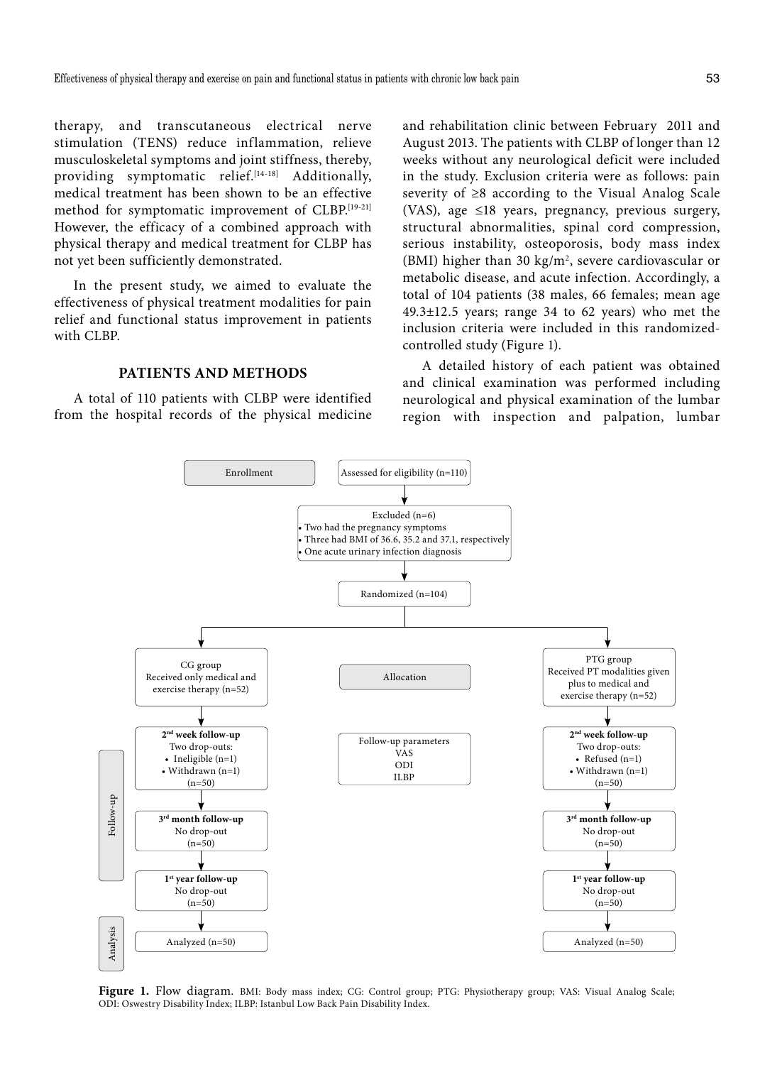therapy, and transcutaneous electrical nerve stimulation (TENS) reduce inflammation, relieve musculoskeletal symptoms and joint stiffness, thereby, providing symptomatic relief.[14-18] Additionally, medical treatment has been shown to be an effective method for symptomatic improvement of CLBP.[19-21] However, the efficacy of a combined approach with physical therapy and medical treatment for CLBP has not yet been sufficiently demonstrated.

In the present study, we aimed to evaluate the effectiveness of physical treatment modalities for pain relief and functional status improvement in patients with CLBP.

## PATIENTS AND METHODS

A total of 110 patients with CLBP were identified from the hospital records of the physical medicine and rehabilitation clinic between February 2011 and August 2013. The patients with CLBP of longer than 12 weeks without any neurological deficit were included in the study. Exclusion criteria were as follows: pain severity of ≥8 according to the Visual Analog Scale (VAS), age ≤18 years, pregnancy, previous surgery, structural abnormalities, spinal cord compression, serious instability, osteoporosis, body mass index (BMI) higher than 30 kg/m$^2$, severe cardiovascular or metabolic disease, and acute infection. Accordingly, a total of 104 patients (38 males, 66 females; mean age 49.3±12.5 years; range 34 to 62 years) who met the inclusion criteria were included in this randomized-controlled study (Figure 1).

A detailed history of each patient was obtained and clinical examination was performed including neurological and physical examination of the lumbar region with inspection and palpation, lumbar

**Enrollment**

Assessed for eligibility (n=110)

Excluded (n=6)
- Two had the pregnancy symptoms
- Three had BMI of 36.6, 35.2 and 37.1, respectively
- One acute urinary infection diagnosis

Randomized (n=104)

**Allocation**

| CG group | PTG group |
|---|---|
| Received only medical and exercise therapy (n=52) | Received PT modalities given plus to medical and exercise therapy (n=52) |

**Follow-up**

Follow-up parameters: VAS, ODI, ILBP

| CG group | PTG group |
|---|---|
| **2nd week follow-up** Two drop-outs: • Ineligible (n=1) • Withdrawn (n=1) (n=50) | **2nd week follow-up** Two drop-outs: • Refused (n=1) • Withdrawn (n=1) (n=50) |
| **3rd month follow-up** No drop-out (n=50) | **3rd month follow-up** No drop-out (n=50) |
| **1st year follow-up** No drop-out (n=50) | **1st year follow-up** No drop-out (n=50) |

**Analysis**

| CG group | PTG group |
|---|---|
| Analyzed (n=50) | Analyzed (n=50) |

**Figure 1.** Flow diagram. BMI: Body mass index; CG: Control group; PTG: Physiotherapy group; VAS: Visual Analog Scale; ODI: Oswestry Disability Index; ILBP: Istanbul Low Back Pain Disability Index.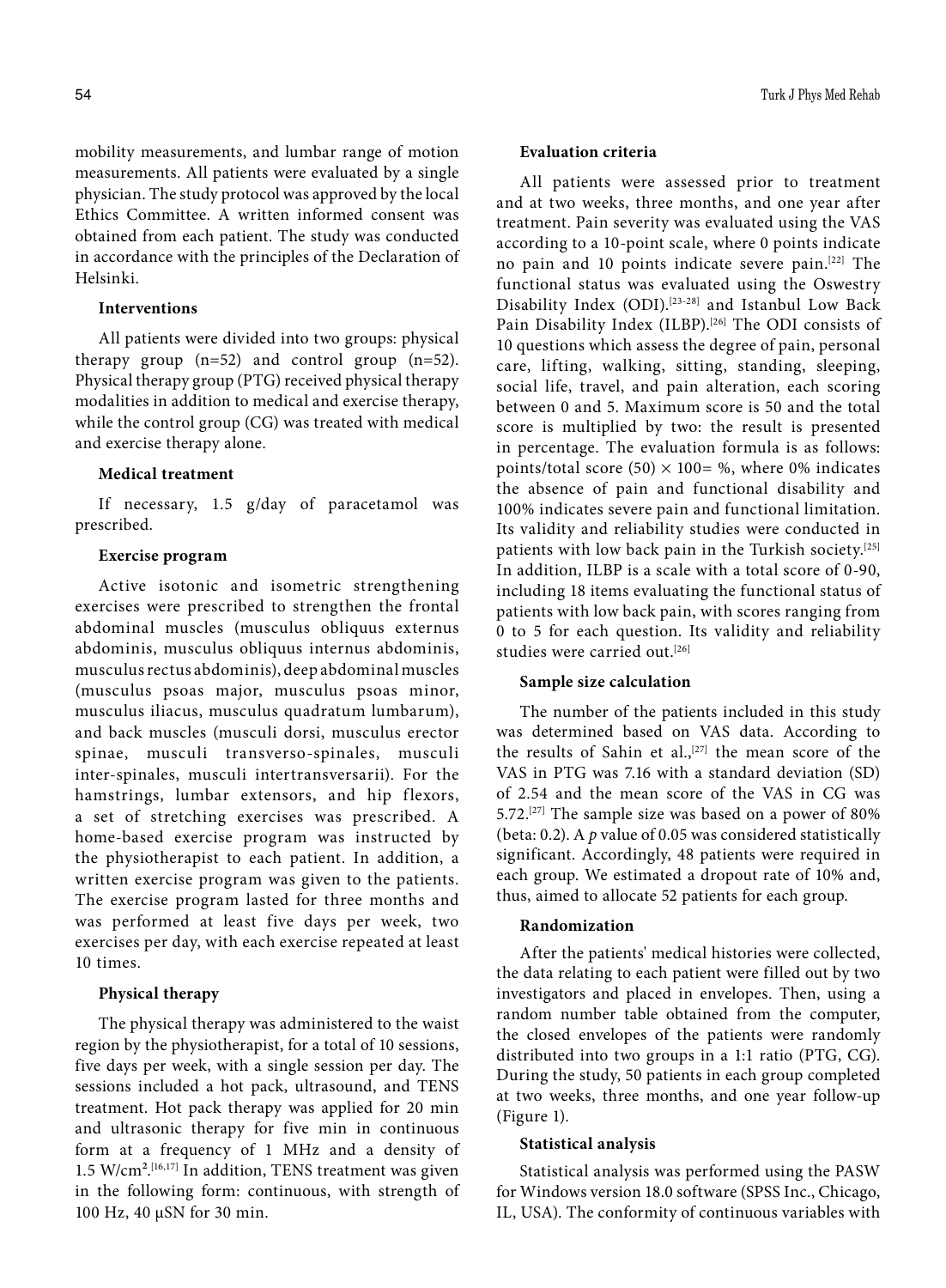mobility measurements, and lumbar range of motion measurements. All patients were evaluated by a single physician. The study protocol was approved by the local Ethics Committee. A written informed consent was obtained from each patient. The study was conducted in accordance with the principles of the Declaration of Helsinki.

### Interventions

All patients were divided into two groups: physical therapy group (n=52) and control group (n=52). Physical therapy group (PTG) received physical therapy modalities in addition to medical and exercise therapy, while the control group (CG) was treated with medical and exercise therapy alone.

### Medical treatment

If necessary, 1.5 g/day of paracetamol was prescribed.

### Exercise program

Active isotonic and isometric strengthening exercises were prescribed to strengthen the frontal abdominal muscles (musculus obliquus externus abdominis, musculus obliquus internus abdominis, musculus rectus abdominis), deep abdominal muscles (musculus psoas major, musculus psoas minor, musculus iliacus, musculus quadratum lumbarum), and back muscles (musculi dorsi, musculus erector spinae, musculi transverso-spinales, musculi inter-spinales, musculi intertransversarii). For the hamstrings, lumbar extensors, and hip flexors, a set of stretching exercises was prescribed. A home-based exercise program was instructed by the physiotherapist to each patient. In addition, a written exercise program was given to the patients. The exercise program lasted for three months and was performed at least five days per week, two exercises per day, with each exercise repeated at least 10 times.

### Physical therapy

The physical therapy was administered to the waist region by the physiotherapist, for a total of 10 sessions, five days per week, with a single session per day. The sessions included a hot pack, ultrasound, and TENS treatment. Hot pack therapy was applied for 20 min and ultrasonic therapy for five min in continuous form at a frequency of 1 MHz and a density of 1.5 W/cm$^2$.[16,17] In addition, TENS treatment was given in the following form: continuous, with strength of 100 Hz, 40 µSN for 30 min.

### Evaluation criteria

All patients were assessed prior to treatment and at two weeks, three months, and one year after treatment. Pain severity was evaluated using the VAS according to a 10-point scale, where 0 points indicate no pain and 10 points indicate severe pain.[22] The functional status was evaluated using the Oswestry Disability Index (ODI).[23-28] and Istanbul Low Back Pain Disability Index (ILBP).[26] The ODI consists of 10 questions which assess the degree of pain, personal care, lifting, walking, sitting, standing, sleeping, social life, travel, and pain alteration, each scoring between 0 and 5. Maximum score is 50 and the total score is multiplied by two: the result is presented in percentage. The evaluation formula is as follows: points/total score (50) $\times$ 100= %, where 0% indicates the absence of pain and functional disability and 100% indicates severe pain and functional limitation. Its validity and reliability studies were conducted in patients with low back pain in the Turkish society.[25] In addition, ILBP is a scale with a total score of 0-90, including 18 items evaluating the functional status of patients with low back pain, with scores ranging from 0 to 5 for each question. Its validity and reliability studies were carried out.[26]

### Sample size calculation

The number of the patients included in this study was determined based on VAS data. According to the results of Sahin et al.,[27] the mean score of the VAS in PTG was 7.16 with a standard deviation (SD) of 2.54 and the mean score of the VAS in CG was 5.72.[27] The sample size was based on a power of 80% (beta: 0.2). A *p* value of 0.05 was considered statistically significant. Accordingly, 48 patients were required in each group. We estimated a dropout rate of 10% and, thus, aimed to allocate 52 patients for each group.

### Randomization

After the patients' medical histories were collected, the data relating to each patient were filled out by two investigators and placed in envelopes. Then, using a random number table obtained from the computer, the closed envelopes of the patients were randomly distributed into two groups in a 1:1 ratio (PTG, CG). During the study, 50 patients in each group completed at two weeks, three months, and one year follow-up (Figure 1).

### Statistical analysis

Statistical analysis was performed using the PASW for Windows version 18.0 software (SPSS Inc., Chicago, IL, USA). The conformity of continuous variables with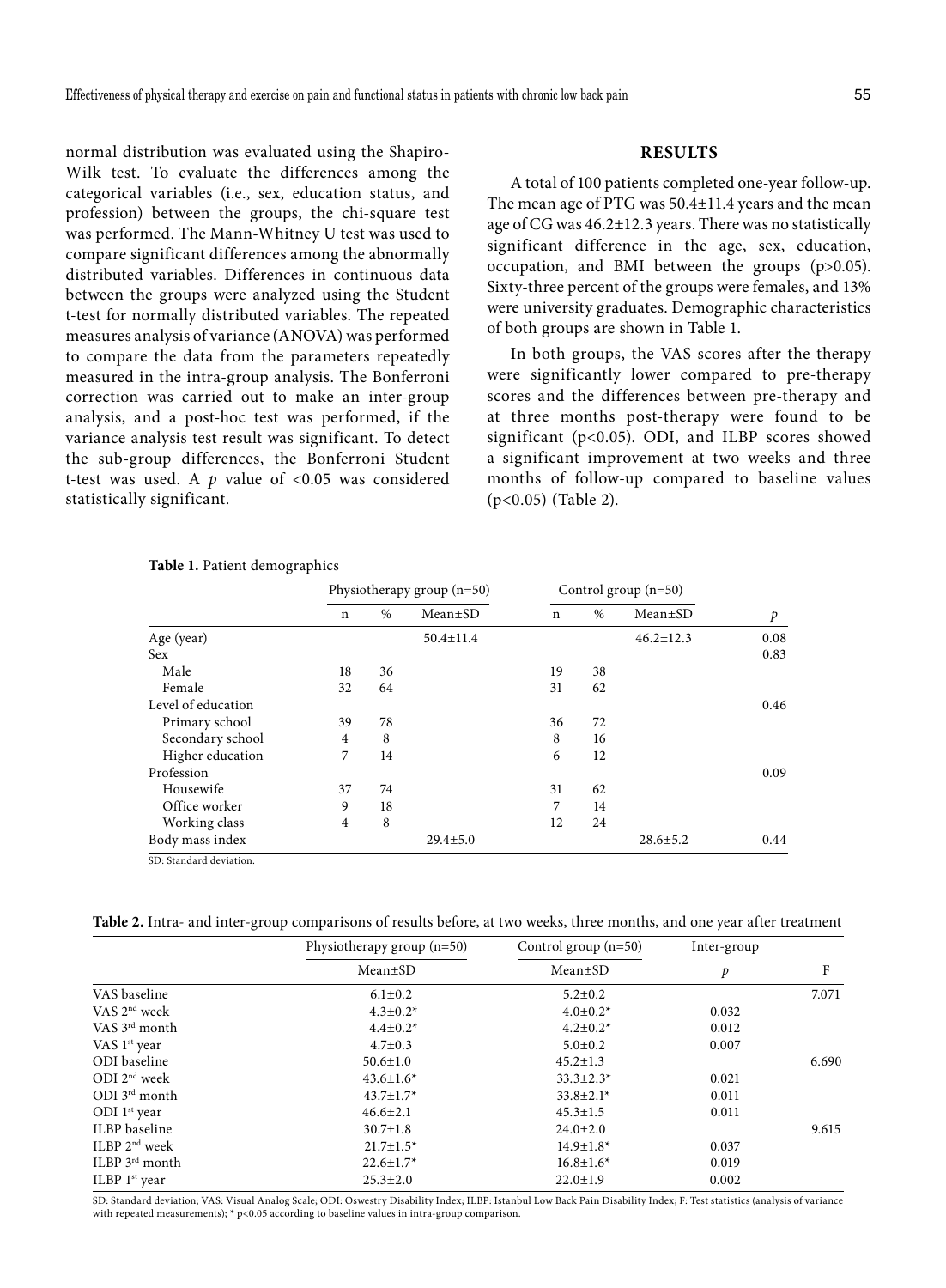normal distribution was evaluated using the Shapiro-Wilk test. To evaluate the differences among the categorical variables (i.e., sex, education status, and profession) between the groups, the chi-square test was performed. The Mann-Whitney U test was used to compare significant differences among the abnormally distributed variables. Differences in continuous data between the groups were analyzed using the Student t-test for normally distributed variables. The repeated measures analysis of variance (ANOVA) was performed to compare the data from the parameters repeatedly measured in the intra-group analysis. The Bonferroni correction was carried out to make an inter-group analysis, and a post-hoc test was performed, if the variance analysis test result was significant. To detect the sub-group differences, the Bonferroni Student t-test was used. A $p$ value of <0.05 was considered statistically significant.

## RESULTS

A total of 100 patients completed one-year follow-up. The mean age of PTG was 50.4±11.4 years and the mean age of CG was 46.2±12.3 years. There was no statistically significant difference in the age, sex, education, occupation, and BMI between the groups (p>0.05). Sixty-three percent of the groups were females, and 13% were university graduates. Demographic characteristics of both groups are shown in Table 1.

In both groups, the VAS scores after the therapy were significantly lower compared to pre-therapy scores and the differences between pre-therapy and at three months post-therapy were found to be significant (p<0.05). ODI, and ILBP scores showed a significant improvement at two weeks and three months of follow-up compared to baseline values (p<0.05) (Table 2).

**Table 1.** Patient demographics

| | Physiotherapy group (n=50) | | | Control group (n=50) | | | |
|---|---|---|---|---|---|---|---|
| | n | % | Mean±SD | n | % | Mean±SD | $p$ |
| Age (year) | | | 50.4±11.4 | | | 46.2±12.3 | 0.08 |
| Sex | | | | | | | 0.83 |
| Male | 18 | 36 | | 19 | 38 | | |
| Female | 32 | 64 | | 31 | 62 | | |
| Level of education | | | | | | | 0.46 |
| Primary school | 39 | 78 | | 36 | 72 | | |
| Secondary school | 4 | 8 | | 8 | 16 | | |
| Higher education | 7 | 14 | | 6 | 12 | | |
| Profession | | | | | | | 0.09 |
| Housewife | 37 | 74 | | 31 | 62 | | |
| Office worker | 9 | 18 | | 7 | 14 | | |
| Working class | 4 | 8 | | 12 | 24 | | |
| Body mass index | | | 29.4±5.0 | | | 28.6±5.2 | 0.44 |

SD: Standard deviation.

**Table 2.** Intra- and inter-group comparisons of results before, at two weeks, three months, and one year after treatment

| | Physiotherapy group (n=50) | Control group (n=50) | Inter-group | |
|---|---|---|---|---|
| | Mean±SD | Mean±SD | $p$ | F |
| VAS baseline | 6.1±0.2 | 5.2±0.2 | | 7.071 |
| VAS 2nd week | 4.3±0.2* | 4.0±0.2* | 0.032 | |
| VAS 3rd month | 4.4±0.2* | 4.2±0.2* | 0.012 | |
| VAS 1st year | 4.7±0.3 | 5.0±0.2 | 0.007 | |
| ODI baseline | 50.6±1.0 | 45.2±1.3 | | 6.690 |
| ODI 2nd week | 43.6±1.6* | 33.3±2.3* | 0.021 | |
| ODI 3rd month | 43.7±1.7* | 33.8±2.1* | 0.011 | |
| ODI 1st year | 46.6±2.1 | 45.3±1.5 | 0.011 | |
| ILBP baseline | 30.7±1.8 | 24.0±2.0 | | 9.615 |
| ILBP 2nd week | 21.7±1.5* | 14.9±1.8* | 0.037 | |
| ILBP 3rd month | 22.6±1.7* | 16.8±1.6* | 0.019 | |
| ILBP 1st year | 25.3±2.0 | 22.0±1.9 | 0.002 | |

SD: Standard deviation; VAS: Visual Analog Scale; ODI: Oswestry Disability Index; ILBP: Istanbul Low Back Pain Disability Index; F: Test statistics (analysis of variance with repeated measurements); * p<0.05 according to baseline values in intra-group comparison.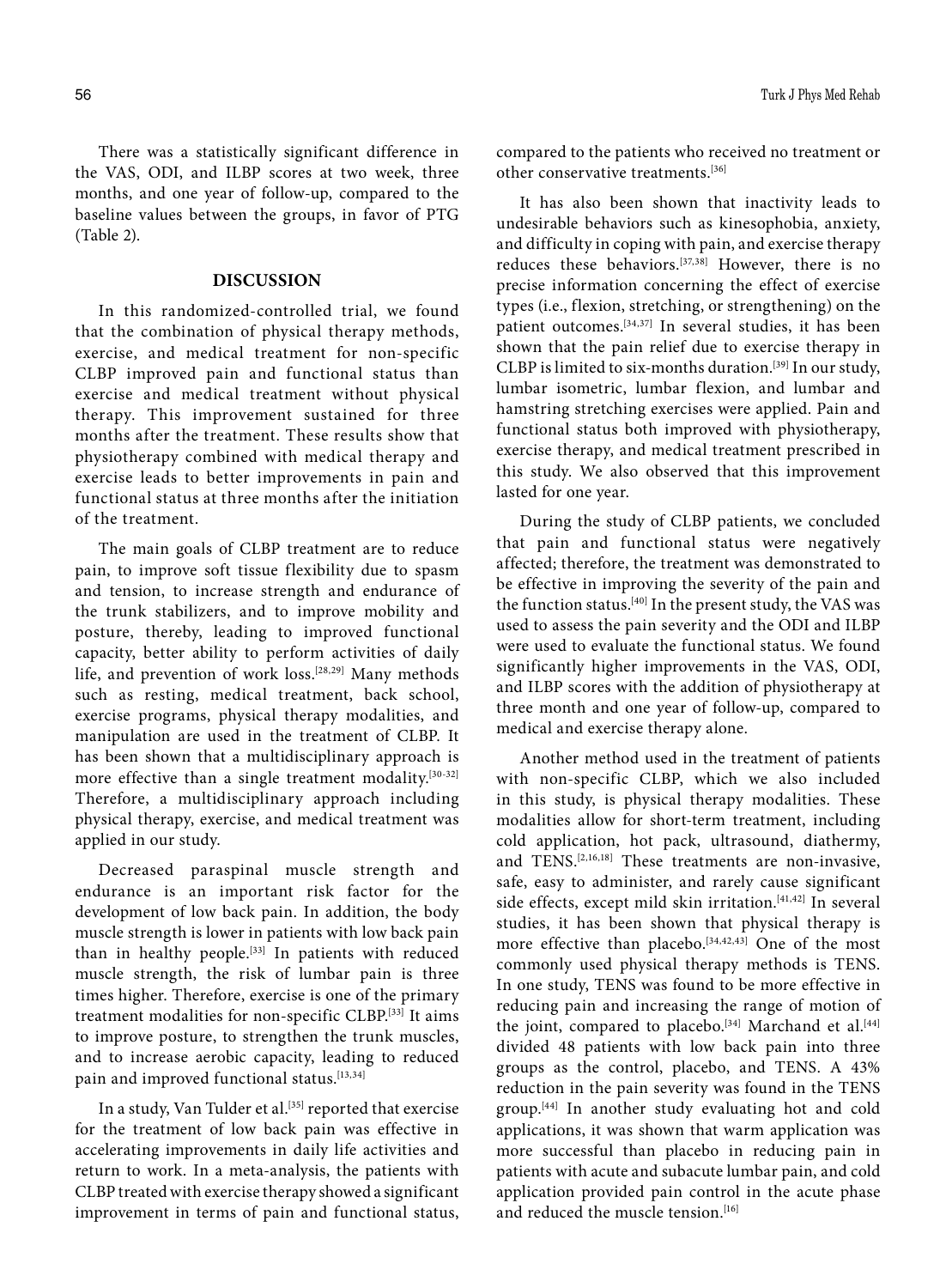There was a statistically significant difference in the VAS, ODI, and ILBP scores at two week, three months, and one year of follow-up, compared to the baseline values between the groups, in favor of PTG (Table 2).

## DISCUSSION

In this randomized-controlled trial, we found that the combination of physical therapy methods, exercise, and medical treatment for non-specific CLBP improved pain and functional status than exercise and medical treatment without physical therapy. This improvement sustained for three months after the treatment. These results show that physiotherapy combined with medical therapy and exercise leads to better improvements in pain and functional status at three months after the initiation of the treatment.

The main goals of CLBP treatment are to reduce pain, to improve soft tissue flexibility due to spasm and tension, to increase strength and endurance of the trunk stabilizers, and to improve mobility and posture, thereby, leading to improved functional capacity, better ability to perform activities of daily life, and prevention of work loss.[28,29] Many methods such as resting, medical treatment, back school, exercise programs, physical therapy modalities, and manipulation are used in the treatment of CLBP. It has been shown that a multidisciplinary approach is more effective than a single treatment modality.[30-32] Therefore, a multidisciplinary approach including physical therapy, exercise, and medical treatment was applied in our study.

Decreased paraspinal muscle strength and endurance is an important risk factor for the development of low back pain. In addition, the body muscle strength is lower in patients with low back pain than in healthy people.[33] In patients with reduced muscle strength, the risk of lumbar pain is three times higher. Therefore, exercise is one of the primary treatment modalities for non-specific CLBP.[33] It aims to improve posture, to strengthen the trunk muscles, and to increase aerobic capacity, leading to reduced pain and improved functional status.[13,34]

In a study, Van Tulder et al.[35] reported that exercise for the treatment of low back pain was effective in accelerating improvements in daily life activities and return to work. In a meta-analysis, the patients with CLBP treated with exercise therapy showed a significant improvement in terms of pain and functional status, compared to the patients who received no treatment or other conservative treatments.[36]

It has also been shown that inactivity leads to undesirable behaviors such as kinesophobia, anxiety, and difficulty in coping with pain, and exercise therapy reduces these behaviors.[37,38] However, there is no precise information concerning the effect of exercise types (i.e., flexion, stretching, or strengthening) on the patient outcomes.[34,37] In several studies, it has been shown that the pain relief due to exercise therapy in CLBP is limited to six-months duration.[39] In our study, lumbar isometric, lumbar flexion, and lumbar and hamstring stretching exercises were applied. Pain and functional status both improved with physiotherapy, exercise therapy, and medical treatment prescribed in this study. We also observed that this improvement lasted for one year.

During the study of CLBP patients, we concluded that pain and functional status were negatively affected; therefore, the treatment was demonstrated to be effective in improving the severity of the pain and the function status.[40] In the present study, the VAS was used to assess the pain severity and the ODI and ILBP were used to evaluate the functional status. We found significantly higher improvements in the VAS, ODI, and ILBP scores with the addition of physiotherapy at three month and one year of follow-up, compared to medical and exercise therapy alone.

Another method used in the treatment of patients with non-specific CLBP, which we also included in this study, is physical therapy modalities. These modalities allow for short-term treatment, including cold application, hot pack, ultrasound, diathermy, and TENS.[2,16,18] These treatments are non-invasive, safe, easy to administer, and rarely cause significant side effects, except mild skin irritation.[41,42] In several studies, it has been shown that physical therapy is more effective than placebo.[34,42,43] One of the most commonly used physical therapy methods is TENS. In one study, TENS was found to be more effective in reducing pain and increasing the range of motion of the joint, compared to placebo.[34] Marchand et al.[44] divided 48 patients with low back pain into three groups as the control, placebo, and TENS. A 43% reduction in the pain severity was found in the TENS group.[44] In another study evaluating hot and cold applications, it was shown that warm application was more successful than placebo in reducing pain in patients with acute and subacute lumbar pain, and cold application provided pain control in the acute phase and reduced the muscle tension.[16]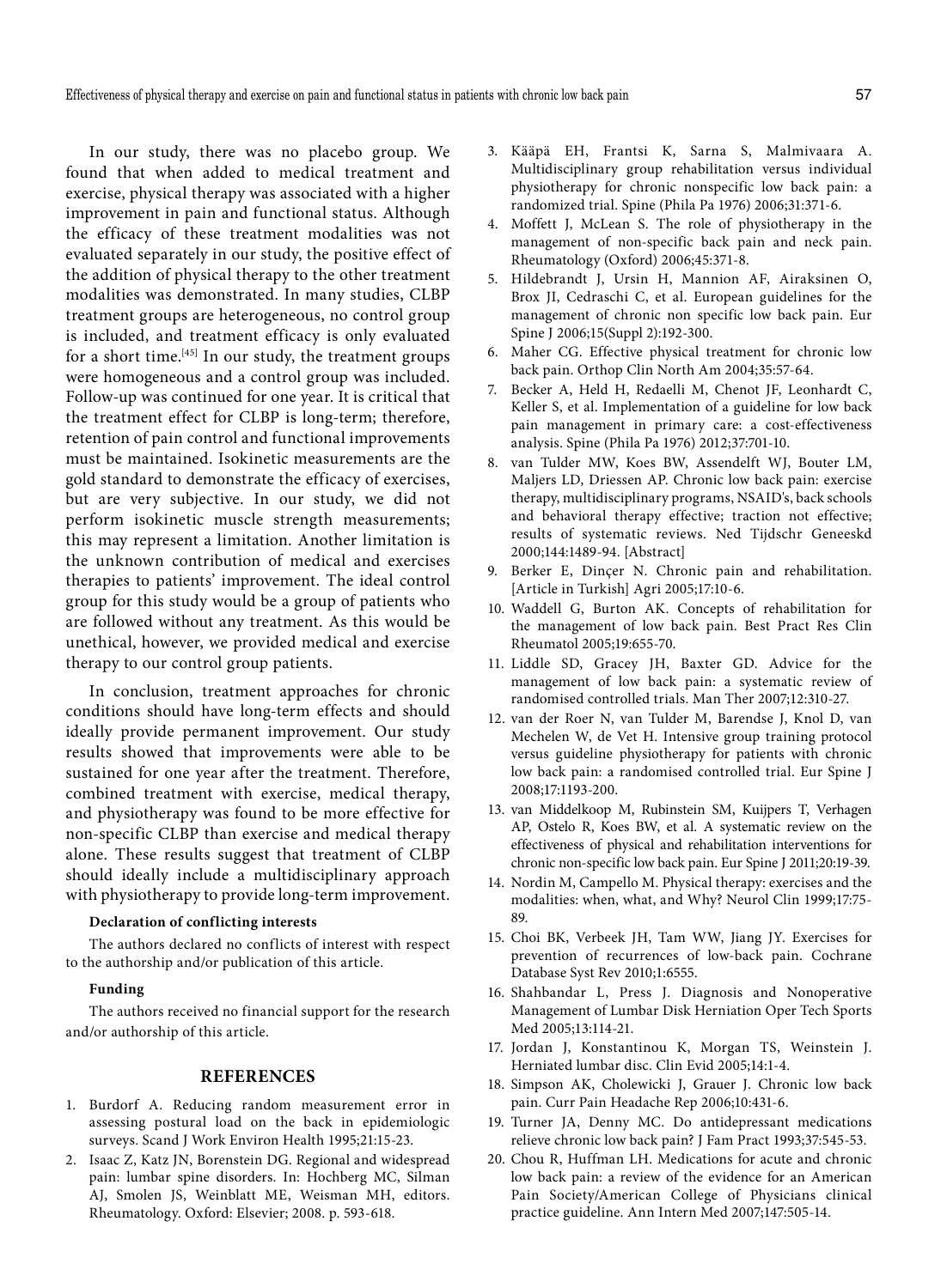In our study, there was no placebo group. We found that when added to medical treatment and exercise, physical therapy was associated with a higher improvement in pain and functional status. Although the efficacy of these treatment modalities was not evaluated separately in our study, the positive effect of the addition of physical therapy to the other treatment modalities was demonstrated. In many studies, CLBP treatment groups are heterogeneous, no control group is included, and treatment efficacy is only evaluated for a short time.[45] In our study, the treatment groups were homogeneous and a control group was included. Follow-up was continued for one year. It is critical that the treatment effect for CLBP is long-term; therefore, retention of pain control and functional improvements must be maintained. Isokinetic measurements are the gold standard to demonstrate the efficacy of exercises, but are very subjective. In our study, we did not perform isokinetic muscle strength measurements; this may represent a limitation. Another limitation is the unknown contribution of medical and exercises therapies to patients' improvement. The ideal control group for this study would be a group of patients who are followed without any treatment. As this would be unethical, however, we provided medical and exercise therapy to our control group patients.

In conclusion, treatment approaches for chronic conditions should have long-term effects and should ideally provide permanent improvement. Our study results showed that improvements were able to be sustained for one year after the treatment. Therefore, combined treatment with exercise, medical therapy, and physiotherapy was found to be more effective for non-specific CLBP than exercise and medical therapy alone. These results suggest that treatment of CLBP should ideally include a multidisciplinary approach with physiotherapy to provide long-term improvement.

**Declaration of conflicting interests**

The authors declared no conflicts of interest with respect to the authorship and/or publication of this article.

**Funding**

The authors received no financial support for the research and/or authorship of this article.

## REFERENCES

1. Burdorf A. Reducing random measurement error in assessing postural load on the back in epidemiologic surveys. Scand J Work Environ Health 1995;21:15-23.
2. Isaac Z, Katz JN, Borenstein DG. Regional and widespread pain: lumbar spine disorders. In: Hochberg MC, Silman AJ, Smolen JS, Weinblatt ME, Weisman MH, editors. Rheumatology. Oxford: Elsevier; 2008. p. 593-618.
3. Kääpä EH, Frantsi K, Sarna S, Malmivaara A. Multidisciplinary group rehabilitation versus individual physiotherapy for chronic nonspecific low back pain: a randomized trial. Spine (Phila Pa 1976) 2006;31:371-6.
4. Moffett J, McLean S. The role of physiotherapy in the management of non-specific back pain and neck pain. Rheumatology (Oxford) 2006;45:371-8.
5. Hildebrandt J, Ursin H, Mannion AF, Airaksinen O, Brox JI, Cedraschi C, et al. European guidelines for the management of chronic non specific low back pain. Eur Spine J 2006;15(Suppl 2):192-300.
6. Maher CG. Effective physical treatment for chronic low back pain. Orthop Clin North Am 2004;35:57-64.
7. Becker A, Held H, Redaelli M, Chenot JF, Leonhardt C, Keller S, et al. Implementation of a guideline for low back pain management in primary care: a cost-effectiveness analysis. Spine (Phila Pa 1976) 2012;37:701-10.
8. van Tulder MW, Koes BW, Assendelft WJ, Bouter LM, Maljers LD, Driessen AP. Chronic low back pain: exercise therapy, multidisciplinary programs, NSAID's, back schools and behavioral therapy effective; traction not effective; results of systematic reviews. Ned Tijdschr Geneeskd 2000;144:1489-94. [Abstract]
9. Berker E, Dinçer N. Chronic pain and rehabilitation. [Article in Turkish] Agri 2005;17:10-6.
10. Waddell G, Burton AK. Concepts of rehabilitation for the management of low back pain. Best Pract Res Clin Rheumatol 2005;19:655-70.
11. Liddle SD, Gracey JH, Baxter GD. Advice for the management of low back pain: a systematic review of randomised controlled trials. Man Ther 2007;12:310-27.
12. van der Roer N, van Tulder M, Barendse J, Knol D, van Mechelen W, de Vet H. Intensive group training protocol versus guideline physiotherapy for patients with chronic low back pain: a randomised controlled trial. Eur Spine J 2008;17:1193-200.
13. van Middelkoop M, Rubinstein SM, Kuijpers T, Verhagen AP, Ostelo R, Koes BW, et al. A systematic review on the effectiveness of physical and rehabilitation interventions for chronic non-specific low back pain. Eur Spine J 2011;20:19-39.
14. Nordin M, Campello M. Physical therapy: exercises and the modalities: when, what, and Why? Neurol Clin 1999;17:75-89.
15. Choi BK, Verbeek JH, Tam WW, Jiang JY. Exercises for prevention of recurrences of low-back pain. Cochrane Database Syst Rev 2010;1:6555.
16. Shahbandar L, Press J. Diagnosis and Nonoperative Management of Lumbar Disk Herniation Oper Tech Sports Med 2005;13:114-21.
17. Jordan J, Konstantinou K, Morgan TS, Weinstein J. Herniated lumbar disc. Clin Evid 2005;14:1-4.
18. Simpson AK, Cholewicki J, Grauer J. Chronic low back pain. Curr Pain Headache Rep 2006;10:431-6.
19. Turner JA, Denny MC. Do antidepressant medications relieve chronic low back pain? J Fam Pract 1993;37:545-53.
20. Chou R, Huffman LH. Medications for acute and chronic low back pain: a review of the evidence for an American Pain Society/American College of Physicians clinical practice guideline. Ann Intern Med 2007;147:505-14.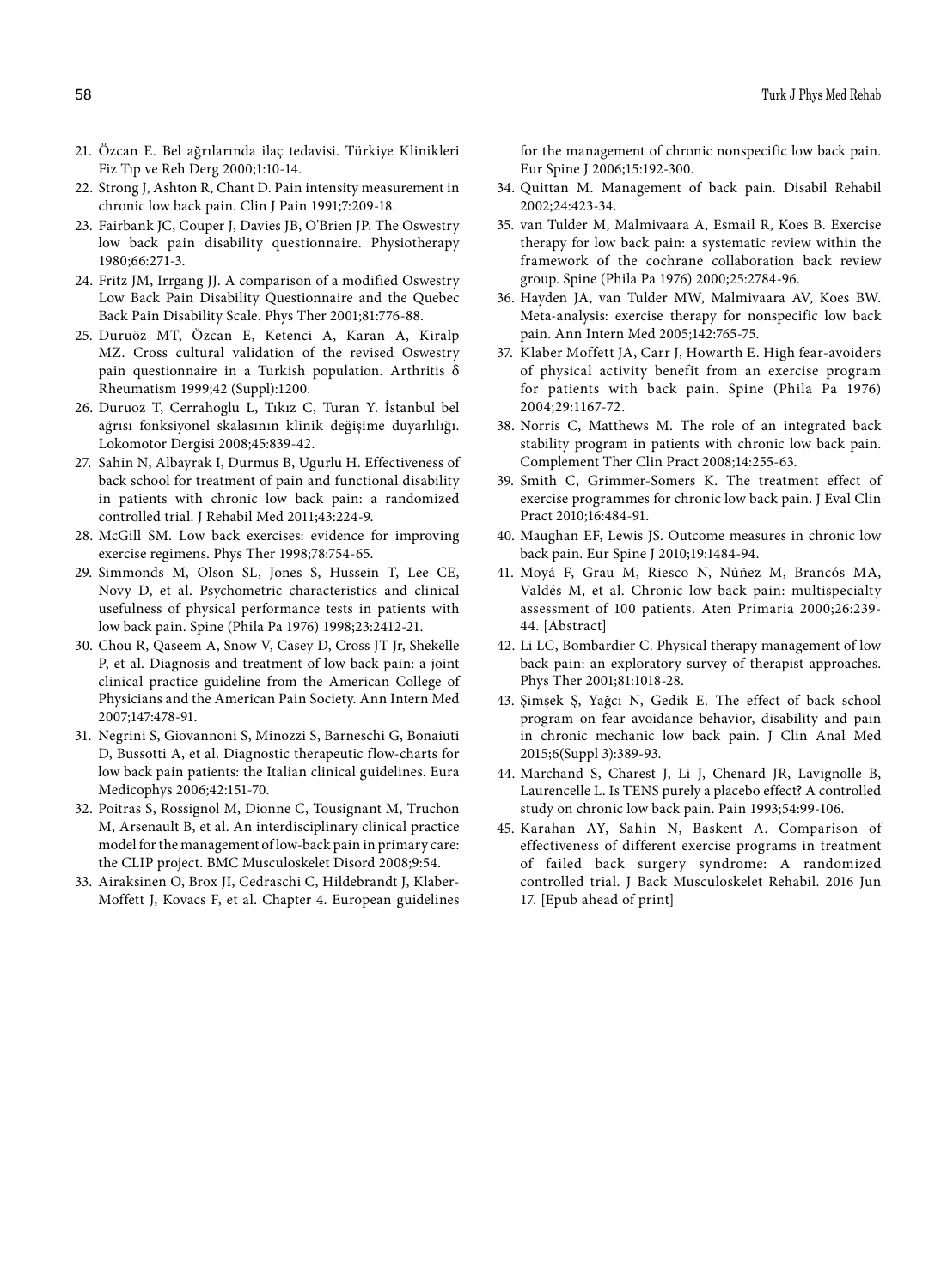21. Özcan E. Bel ağrılarında ilaç tedavisi. Türkiye Klinikleri Fiz Tıp ve Reh Derg 2000;1:10-14.
22. Strong J, Ashton R, Chant D. Pain intensity measurement in chronic low back pain. Clin J Pain 1991;7:209-18.
23. Fairbank JC, Couper J, Davies JB, O'Brien JP. The Oswestry low back pain disability questionnaire. Physiotherapy 1980;66:271-3.
24. Fritz JM, Irrgang JJ. A comparison of a modified Oswestry Low Back Pain Disability Questionnaire and the Quebec Back Pain Disability Scale. Phys Ther 2001;81:776-88.
25. Duruöz MT, Özcan E, Ketenci A, Karan A, Kiralp MZ. Cross cultural validation of the revised Oswestry pain questionnaire in a Turkish population. Arthritis δ Rheumatism 1999;42 (Suppl):1200.
26. Duruoz T, Cerrahoglu L, Tıkız C, Turan Y. İstanbul bel ağrısı fonksiyonel skalasının klinik değişime duyarlılığı. Lokomotor Dergisi 2008;45:839-42.
27. Sahin N, Albayrak I, Durmus B, Ugurlu H. Effectiveness of back school for treatment of pain and functional disability in patients with chronic low back pain: a randomized controlled trial. J Rehabil Med 2011;43:224-9.
28. McGill SM. Low back exercises: evidence for improving exercise regimens. Phys Ther 1998;78:754-65.
29. Simmonds M, Olson SL, Jones S, Hussein T, Lee CE, Novy D, et al. Psychometric characteristics and clinical usefulness of physical performance tests in patients with low back pain. Spine (Phila Pa 1976) 1998;23:2412-21.
30. Chou R, Qaseem A, Snow V, Casey D, Cross JT Jr, Shekelle P, et al. Diagnosis and treatment of low back pain: a joint clinical practice guideline from the American College of Physicians and the American Pain Society. Ann Intern Med 2007;147:478-91.
31. Negrini S, Giovannoni S, Minozzi S, Barneschi G, Bonaiuti D, Bussotti A, et al. Diagnostic therapeutic flow-charts for low back pain patients: the Italian clinical guidelines. Eura Medicophys 2006;42:151-70.
32. Poitras S, Rossignol M, Dionne C, Tousignant M, Truchon M, Arsenault B, et al. An interdisciplinary clinical practice model for the management of low-back pain in primary care: the CLIP project. BMC Musculoskelet Disord 2008;9:54.
33. Airaksinen O, Brox JI, Cedraschi C, Hildebrandt J, Klaber-Moffett J, Kovacs F, et al. Chapter 4. European guidelines for the management of chronic nonspecific low back pain. Eur Spine J 2006;15:192-300.
34. Quittan M. Management of back pain. Disabil Rehabil 2002;24:423-34.
35. van Tulder M, Malmivaara A, Esmail R, Koes B. Exercise therapy for low back pain: a systematic review within the framework of the cochrane collaboration back review group. Spine (Phila Pa 1976) 2000;25:2784-96.
36. Hayden JA, van Tulder MW, Malmivaara AV, Koes BW. Meta-analysis: exercise therapy for nonspecific low back pain. Ann Intern Med 2005;142:765-75.
37. Klaber Moffett JA, Carr J, Howarth E. High fear-avoiders of physical activity benefit from an exercise program for patients with back pain. Spine (Phila Pa 1976) 2004;29:1167-72.
38. Norris C, Matthews M. The role of an integrated back stability program in patients with chronic low back pain. Complement Ther Clin Pract 2008;14:255-63.
39. Smith C, Grimmer-Somers K. The treatment effect of exercise programmes for chronic low back pain. J Eval Clin Pract 2010;16:484-91.
40. Maughan EF, Lewis JS. Outcome measures in chronic low back pain. Eur Spine J 2010;19:1484-94.
41. Moyá F, Grau M, Riesco N, Núñez M, Brancós MA, Valdés M, et al. Chronic low back pain: multispecialty assessment of 100 patients. Aten Primaria 2000;26:239-44. [Abstract]
42. Li LC, Bombardier C. Physical therapy management of low back pain: an exploratory survey of therapist approaches. Phys Ther 2001;81:1018-28.
43. Şimşek Ş, Yağcı N, Gedik E. The effect of back school program on fear avoidance behavior, disability and pain in chronic mechanic low back pain. J Clin Anal Med 2015;6(Suppl 3):389-93.
44. Marchand S, Charest J, Li J, Chenard JR, Lavignolle B, Laurencelle L. Is TENS purely a placebo effect? A controlled study on chronic low back pain. Pain 1993;54:99-106.
45. Karahan AY, Sahin N, Baskent A. Comparison of effectiveness of different exercise programs in treatment of failed back surgery syndrome: A randomized controlled trial. J Back Musculoskelet Rehabil. 2016 Jun 17. [Epub ahead of print]